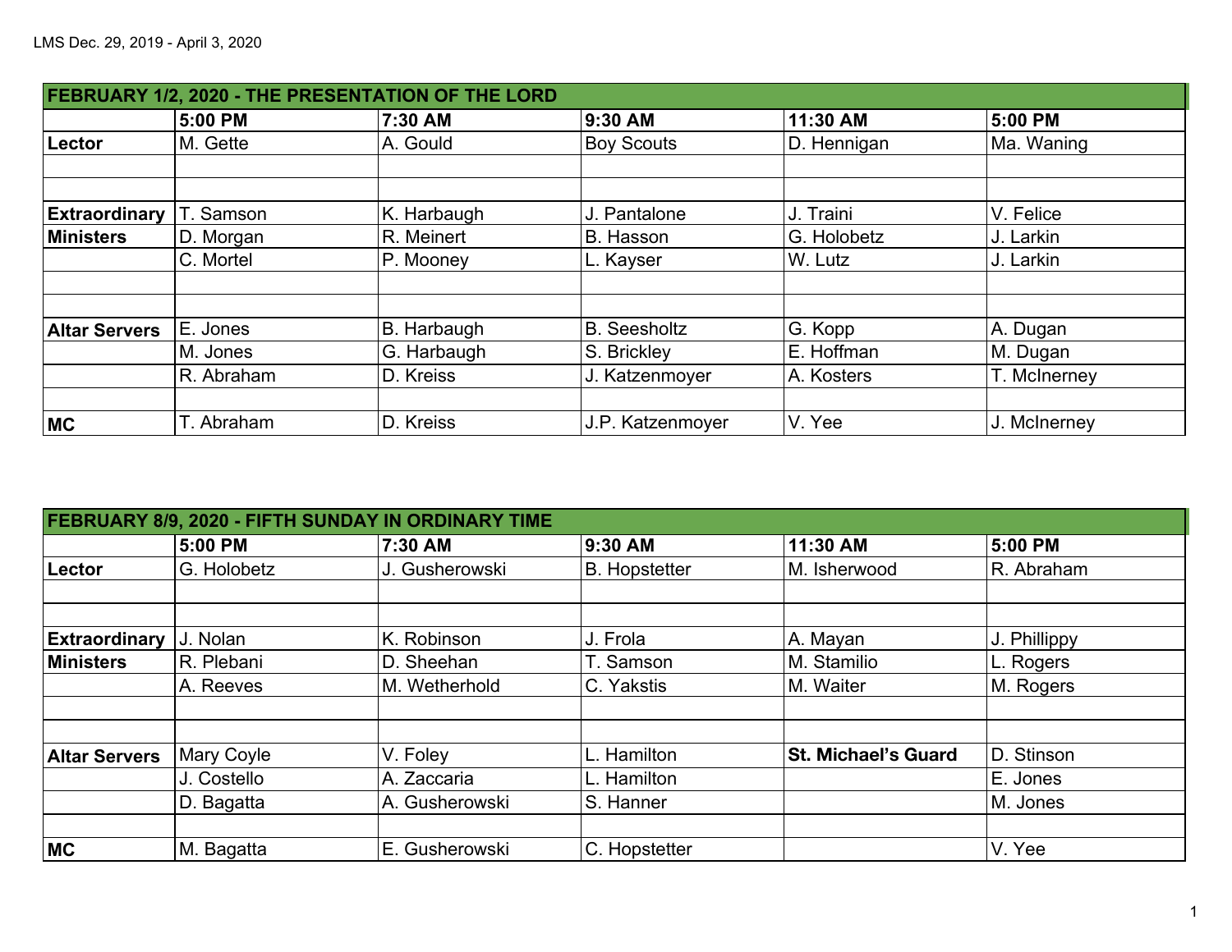LMS Dec. 29, 2019 - April 3, 2020

| FEBRUARY 1/2, 2020 - THE PRESENTATION OF THE LORD | | | | | |
|---|---|---|---|---|---|
| | **5:00 PM** | **7:30 AM** | **9:30 AM** | **11:30 AM** | **5:00 PM** |
| **Lector** | M. Gette | A. Gould | Boy Scouts | D. Hennigan | Ma. Waning |
| | | | | | |
| | | | | | |
| **Extraordinary** | T. Samson | K. Harbaugh | J. Pantalone | J. Traini | V. Felice |
| **Ministers** | D. Morgan | R. Meinert | B. Hasson | G. Holobetz | J. Larkin |
| | C. Mortel | P. Mooney | L. Kayser | W. Lutz | J. Larkin |
| | | | | | |
| | | | | | |
| **Altar Servers** | E. Jones | B. Harbaugh | B. Seesholtz | G. Kopp | A. Dugan |
| | M. Jones | G. Harbaugh | S. Brickley | E. Hoffman | M. Dugan |
| | R. Abraham | D. Kreiss | J. Katzenmoyer | A. Kosters | T. McInerney |
| | | | | | |
| **MC** | T. Abraham | D. Kreiss | J.P. Katzenmoyer | V. Yee | J. McInerney |

| FEBRUARY 8/9, 2020 - FIFTH SUNDAY IN ORDINARY TIME | | | | | |
|---|---|---|---|---|---|
| | **5:00 PM** | **7:30 AM** | **9:30 AM** | **11:30 AM** | **5:00 PM** |
| **Lector** | G. Holobetz | J. Gusherowski | B. Hopstetter | M. Isherwood | R. Abraham |
| | | | | | |
| | | | | | |
| **Extraordinary** | J. Nolan | K. Robinson | J. Frola | A. Mayan | J. Phillippy |
| **Ministers** | R. Plebani | D. Sheehan | T. Samson | M. Stamilio | L. Rogers |
| | A. Reeves | M. Wetherhold | C. Yakstis | M. Waiter | M. Rogers |
| | | | | | |
| | | | | | |
| **Altar Servers** | Mary Coyle | V. Foley | L. Hamilton | **St. Michael's Guard** | D. Stinson |
| | J. Costello | A. Zaccaria | L. Hamilton | | E. Jones |
| | D. Bagatta | A. Gusherowski | S. Hanner | | M. Jones |
| | | | | | |
| **MC** | M. Bagatta | E. Gusherowski | C. Hopstetter | | V. Yee |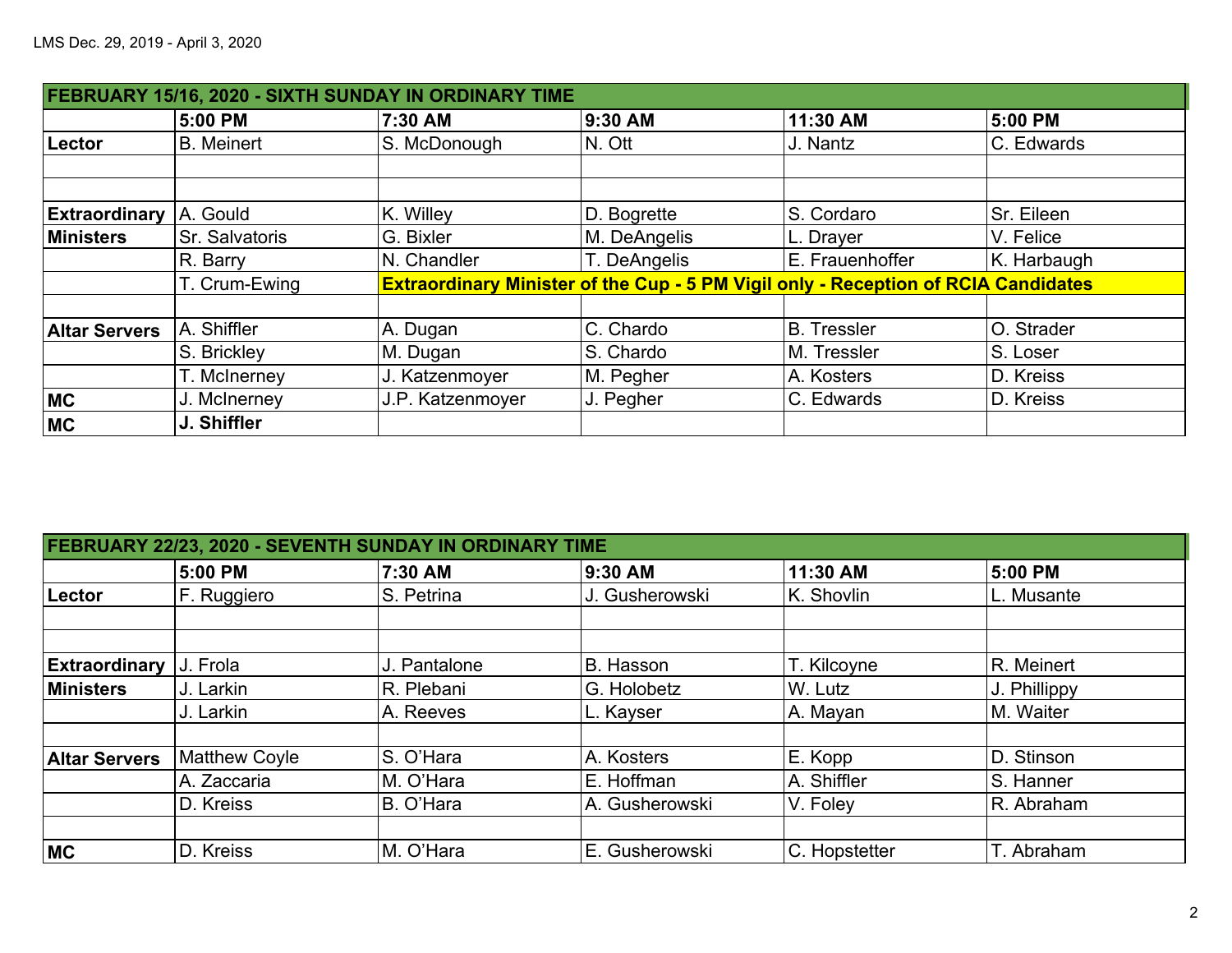| FEBRUARY 15/16, 2020 - SIXTH SUNDAY IN ORDINARY TIME | | | | | |
|---|---|---|---|---|---|
| | **5:00 PM** | **7:30 AM** | **9:30 AM** | **11:30 AM** | **5:00 PM** |
| **Lector** | B. Meinert | S. McDonough | N. Ott | J. Nantz | C. Edwards |
| | | | | | |
| | | | | | |
| **Extraordinary** | A. Gould | K. Willey | D. Bogrette | S. Cordaro | Sr. Eileen |
| **Ministers** | Sr. Salvatoris | G. Bixler | M. DeAngelis | L. Drayer | V. Felice |
| | R. Barry | N. Chandler | T. DeAngelis | E. Frauenhoffer | K. Harbaugh |
| | T. Crum-Ewing | **Extraordinary Minister of the Cup - 5 PM Vigil only - Reception of RCIA Candidates** | | | |
| | | | | | |
| **Altar Servers** | A. Shiffler | A. Dugan | C. Chardo | B. Tressler | O. Strader |
| | S. Brickley | M. Dugan | S. Chardo | M. Tressler | S. Loser |
| | T. McInerney | J. Katzenmoyer | M. Pegher | A. Kosters | D. Kreiss |
| **MC** | J. McInerney | J.P. Katzenmoyer | J. Pegher | C. Edwards | D. Kreiss |
| **MC** | **J. Shiffler** | | | | |

| FEBRUARY 22/23, 2020 - SEVENTH SUNDAY IN ORDINARY TIME | | | | | |
|---|---|---|---|---|---|
| | **5:00 PM** | **7:30 AM** | **9:30 AM** | **11:30 AM** | **5:00 PM** |
| **Lector** | F. Ruggiero | S. Petrina | J. Gusherowski | K. Shovlin | L. Musante |
| | | | | | |
| | | | | | |
| **Extraordinary** | J. Frola | J. Pantalone | B. Hasson | T. Kilcoyne | R. Meinert |
| **Ministers** | J. Larkin | R. Plebani | G. Holobetz | W. Lutz | J. Phillippy |
| | J. Larkin | A. Reeves | L. Kayser | A. Mayan | M. Waiter |
| | | | | | |
| **Altar Servers** | Matthew Coyle | S. O'Hara | A. Kosters | E. Kopp | D. Stinson |
| | A. Zaccaria | M. O'Hara | E. Hoffman | A. Shiffler | S. Hanner |
| | D. Kreiss | B. O'Hara | A. Gusherowski | V. Foley | R. Abraham |
| | | | | | |
| **MC** | D. Kreiss | M. O'Hara | E. Gusherowski | C. Hopstetter | T. Abraham |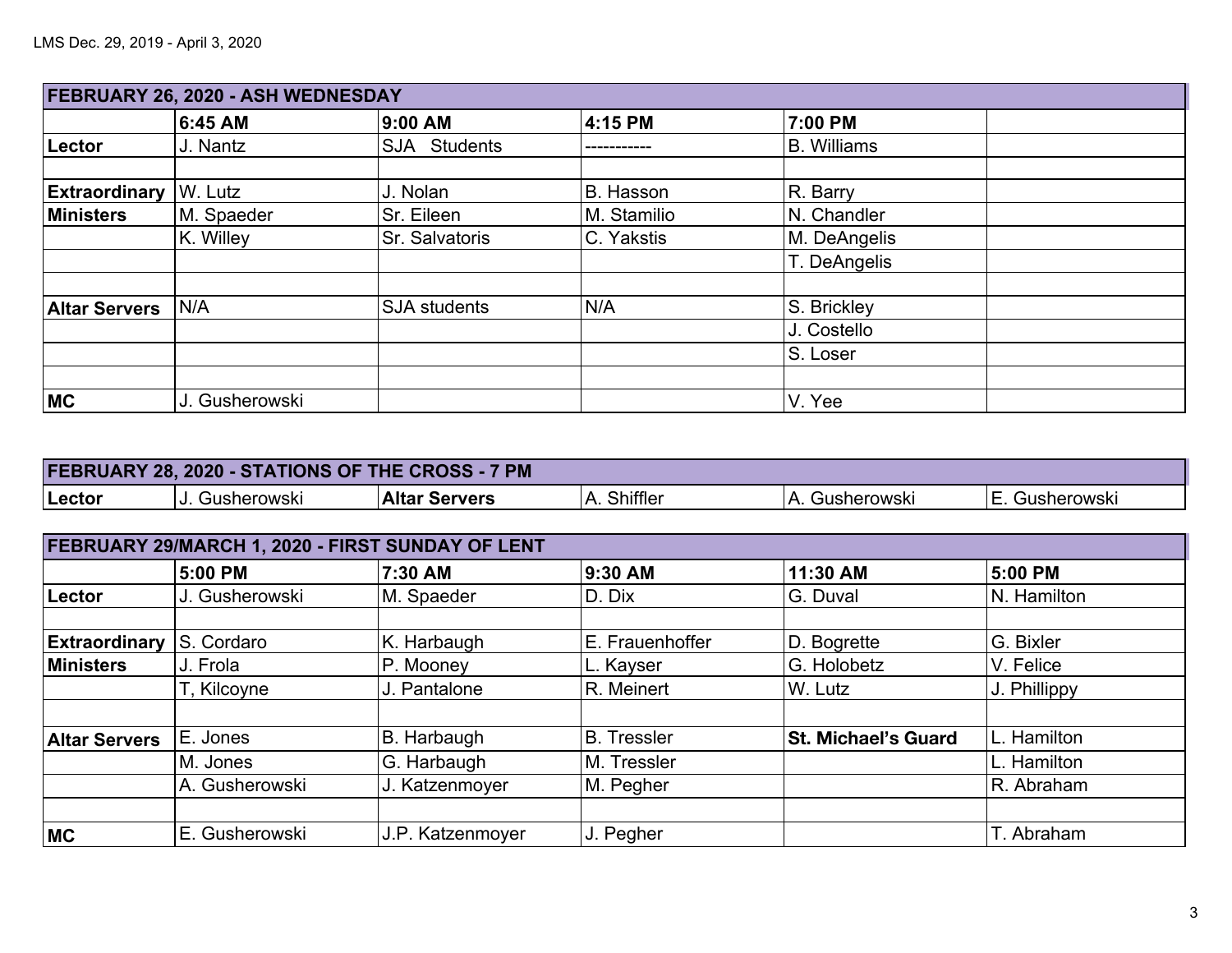LMS Dec. 29, 2019 - April 3, 2020

| FEBRUARY 26, 2020 - ASH WEDNESDAY | | | | | |
|---|---|---|---|---|---|
| | **6:45 AM** | **9:00 AM** | **4:15 PM** | **7:00 PM** | |
| **Lector** | J. Nantz | SJA Students | ----------- | B. Williams | |
| | | | | | |
| **Extraordinary** | W. Lutz | J. Nolan | B. Hasson | R. Barry | |
| **Ministers** | M. Spaeder | Sr. Eileen | M. Stamilio | N. Chandler | |
| | K. Willey | Sr. Salvatoris | C. Yakstis | M. DeAngelis | |
| | | | | T. DeAngelis | |
| | | | | | |
| **Altar Servers** | N/A | SJA students | N/A | S. Brickley | |
| | | | | J. Costello | |
| | | | | S. Loser | |
| | | | | | |
| **MC** | J. Gusherowski | | | V. Yee | |

| FEBRUARY 28, 2020 - STATIONS OF THE CROSS - 7 PM | | | | | |
|---|---|---|---|---|---|
| **Lector** | J. Gusherowski | **Altar Servers** | A. Shiffler | A. Gusherowski | E. Gusherowski |

| FEBRUARY 29/MARCH 1, 2020 - FIRST SUNDAY OF LENT | | | | | |
|---|---|---|---|---|---|
| | **5:00 PM** | **7:30 AM** | **9:30 AM** | **11:30 AM** | **5:00 PM** |
| **Lector** | J. Gusherowski | M. Spaeder | D. Dix | G. Duval | N. Hamilton |
| | | | | | |
| **Extraordinary** | S. Cordaro | K. Harbaugh | E. Frauenhoffer | D. Bogrette | G. Bixler |
| **Ministers** | J. Frola | P. Mooney | L. Kayser | G. Holobetz | V. Felice |
| | T, Kilcoyne | J. Pantalone | R. Meinert | W. Lutz | J. Phillippy |
| | | | | | |
| **Altar Servers** | E. Jones | B. Harbaugh | B. Tressler | **St. Michael's Guard** | L. Hamilton |
| | M. Jones | G. Harbaugh | M. Tressler | | L. Hamilton |
| | A. Gusherowski | J. Katzenmoyer | M. Pegher | | R. Abraham |
| | | | | | |
| **MC** | E. Gusherowski | J.P. Katzenmoyer | J. Pegher | | T. Abraham |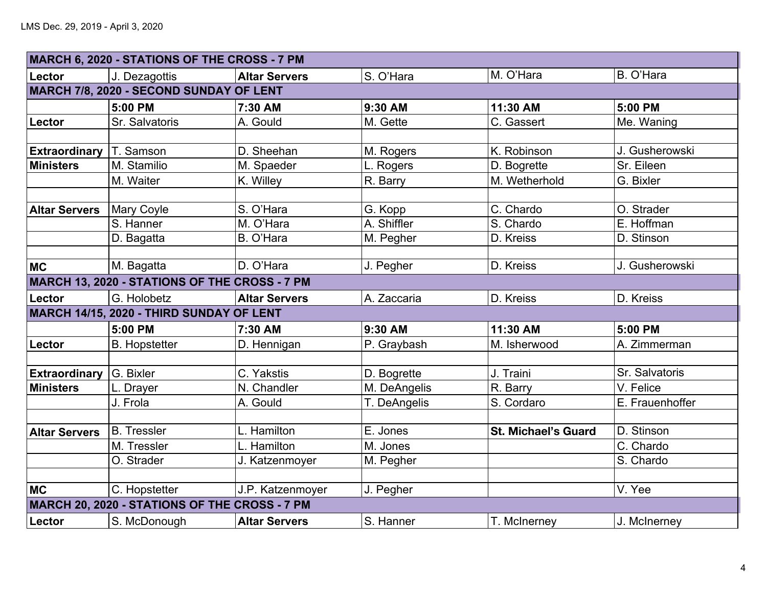| MARCH 6, 2020 - STATIONS OF THE CROSS - 7 PM | | | | | |
|---|---|---|---|---|---|
| **Lector** | J. Dezagottis | **Altar Servers** | S. O'Hara | M. O'Hara | B. O'Hara |
| **MARCH 7/8, 2020 - SECOND SUNDAY OF LENT** | | | | | |
| | **5:00 PM** | **7:30 AM** | **9:30 AM** | **11:30 AM** | **5:00 PM** |
| **Lector** | Sr. Salvatoris | A. Gould | M. Gette | C. Gassert | Me. Waning |
| | | | | | |
| **Extraordinary** | T. Samson | D. Sheehan | M. Rogers | K. Robinson | J. Gusherowski |
| **Ministers** | M. Stamilio | M. Spaeder | L. Rogers | D. Bogrette | Sr. Eileen |
| | M. Waiter | K. Willey | R. Barry | M. Wetherhold | G. Bixler |
| | | | | | |
| **Altar Servers** | Mary Coyle | S. O'Hara | G. Kopp | C. Chardo | O. Strader |
| | S. Hanner | M. O'Hara | A. Shiffler | S. Chardo | E. Hoffman |
| | D. Bagatta | B. O'Hara | M. Pegher | D. Kreiss | D. Stinson |
| | | | | | |
| **MC** | M. Bagatta | D. O'Hara | J. Pegher | D. Kreiss | J. Gusherowski |
| **MARCH 13, 2020 - STATIONS OF THE CROSS - 7 PM** | | | | | |
| **Lector** | G. Holobetz | **Altar Servers** | A. Zaccaria | D. Kreiss | D. Kreiss |
| **MARCH 14/15, 2020 - THIRD SUNDAY OF LENT** | | | | | |
| | **5:00 PM** | **7:30 AM** | **9:30 AM** | **11:30 AM** | **5:00 PM** |
| **Lector** | B. Hopstetter | D. Hennigan | P. Graybash | M. Isherwood | A. Zimmerman |
| | | | | | |
| **Extraordinary** | G. Bixler | C. Yakstis | D. Bogrette | J. Traini | Sr. Salvatoris |
| **Ministers** | L. Drayer | N. Chandler | M. DeAngelis | R. Barry | V. Felice |
| | J. Frola | A. Gould | T. DeAngelis | S. Cordaro | E. Frauenhoffer |
| | | | | | |
| **Altar Servers** | B. Tressler | L. Hamilton | E. Jones | **St. Michael's Guard** | D. Stinson |
| | M. Tressler | L. Hamilton | M. Jones | | C. Chardo |
| | O. Strader | J. Katzenmoyer | M. Pegher | | S. Chardo |
| | | | | | |
| **MC** | C. Hopstetter | J.P. Katzenmoyer | J. Pegher | | V. Yee |
| **MARCH 20, 2020 - STATIONS OF THE CROSS - 7 PM** | | | | | |
| **Lector** | S. McDonough | **Altar Servers** | S. Hanner | T. McInerney | J. McInerney |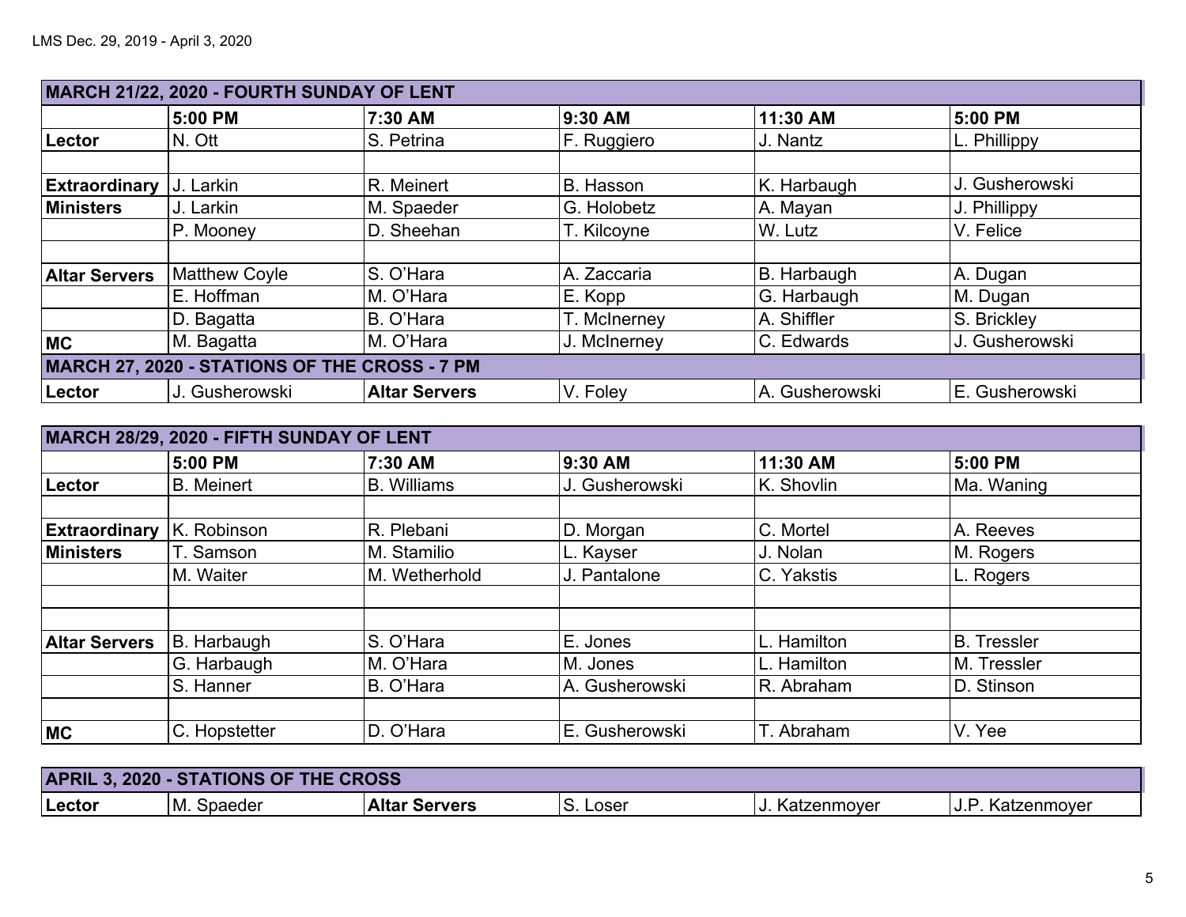LMS Dec. 29, 2019 - April 3, 2020

| MARCH 21/22, 2020 - FOURTH SUNDAY OF LENT | | | | | |
|---|---|---|---|---|---|
| | **5:00 PM** | **7:30 AM** | **9:30 AM** | **11:30 AM** | **5:00 PM** |
| **Lector** | N. Ott | S. Petrina | F. Ruggiero | J. Nantz | L. Phillippy |
| | | | | | |
| **Extraordinary** | J. Larkin | R. Meinert | B. Hasson | K. Harbaugh | J. Gusherowski |
| **Ministers** | J. Larkin | M. Spaeder | G. Holobetz | A. Mayan | J. Phillippy |
| | P. Mooney | D. Sheehan | T. Kilcoyne | W. Lutz | V. Felice |
| | | | | | |
| **Altar Servers** | Matthew Coyle | S. O'Hara | A. Zaccaria | B. Harbaugh | A. Dugan |
| | E. Hoffman | M. O'Hara | E. Kopp | G. Harbaugh | M. Dugan |
| | D. Bagatta | B. O'Hara | T. McInerney | A. Shiffler | S. Brickley |
| **MC** | M. Bagatta | M. O'Hara | J. McInerney | C. Edwards | J. Gusherowski |
| **MARCH 27, 2020 - STATIONS OF THE CROSS - 7 PM** | | | | | |
| **Lector** | J. Gusherowski | **Altar Servers** | V. Foley | A. Gusherowski | E. Gusherowski |

| MARCH 28/29, 2020 - FIFTH SUNDAY OF LENT | | | | | |
|---|---|---|---|---|---|
| | **5:00 PM** | **7:30 AM** | **9:30 AM** | **11:30 AM** | **5:00 PM** |
| **Lector** | B. Meinert | B. Williams | J. Gusherowski | K. Shovlin | Ma. Waning |
| | | | | | |
| **Extraordinary** | K. Robinson | R. Plebani | D. Morgan | C. Mortel | A. Reeves |
| **Ministers** | T. Samson | M. Stamilio | L. Kayser | J. Nolan | M. Rogers |
| | M. Waiter | M. Wetherhold | J. Pantalone | C. Yakstis | L. Rogers |
| | | | | | |
| | | | | | |
| **Altar Servers** | B. Harbaugh | S. O'Hara | E. Jones | L. Hamilton | B. Tressler |
| | G. Harbaugh | M. O'Hara | M. Jones | L. Hamilton | M. Tressler |
| | S. Hanner | B. O'Hara | A. Gusherowski | R. Abraham | D. Stinson |
| | | | | | |
| **MC** | C. Hopstetter | D. O'Hara | E. Gusherowski | T. Abraham | V. Yee |

| APRIL 3, 2020 - STATIONS OF THE CROSS | | | | | |
|---|---|---|---|---|---|
| **Lector** | M. Spaeder | **Altar Servers** | S. Loser | J. Katzenmoyer | J.P. Katzenmoyer |